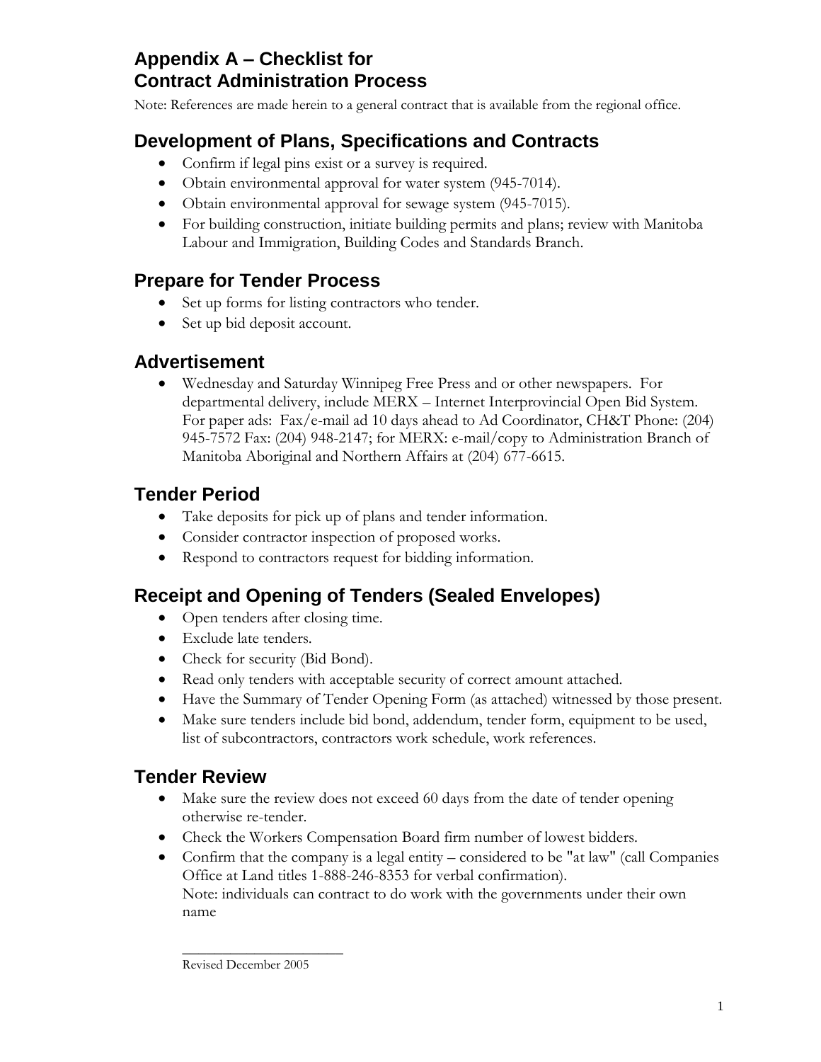# Appendix A – Checklist for Contract Administration Process

Note: References are made herein to a general contract that is available from the regional office.

## Development of Plans, Specifications and Contracts

- Confirm if legal pins exist or a survey is required.
- Obtain environmental approval for water system (945-7014).
- Obtain environmental approval for sewage system (945-7015).
- For building construction, initiate building permits and plans; review with Manitoba Labour and Immigration, Building Codes and Standards Branch.

## Prepare for Tender Process

- Set up forms for listing contractors who tender.
- Set up bid deposit account.

## Advertisement

- Wednesday and Saturday Winnipeg Free Press and or other newspapers. For departmental delivery, include MERX – Internet Interprovincial Open Bid System. For paper ads: Fax/e-mail ad 10 days ahead to Ad Coordinator, CH&T Phone: (204) 945-7572 Fax: (204) 948-2147; for MERX: e-mail/copy to Administration Branch of Manitoba Aboriginal and Northern Affairs at (204) 677-6615.

## Tender Period

- Take deposits for pick up of plans and tender information.
- Consider contractor inspection of proposed works.
- Respond to contractors request for bidding information.

## Receipt and Opening of Tenders (Sealed Envelopes)

- Open tenders after closing time.
- Exclude late tenders.
- Check for security (Bid Bond).
- Read only tenders with acceptable security of correct amount attached.
- Have the Summary of Tender Opening Form (as attached) witnessed by those present.
- Make sure tenders include bid bond, addendum, tender form, equipment to be used, list of subcontractors, contractors work schedule, work references.

## Tender Review

- Make sure the review does not exceed 60 days from the date of tender opening otherwise re-tender.
- Check the Workers Compensation Board firm number of lowest bidders.
- Confirm that the company is a legal entity – considered to be "at law" (call Companies Office at Land titles 1-888-246-8353 for verbal confirmation).
  Note: individuals can contract to do work with the governments under their own name

Revised December 2005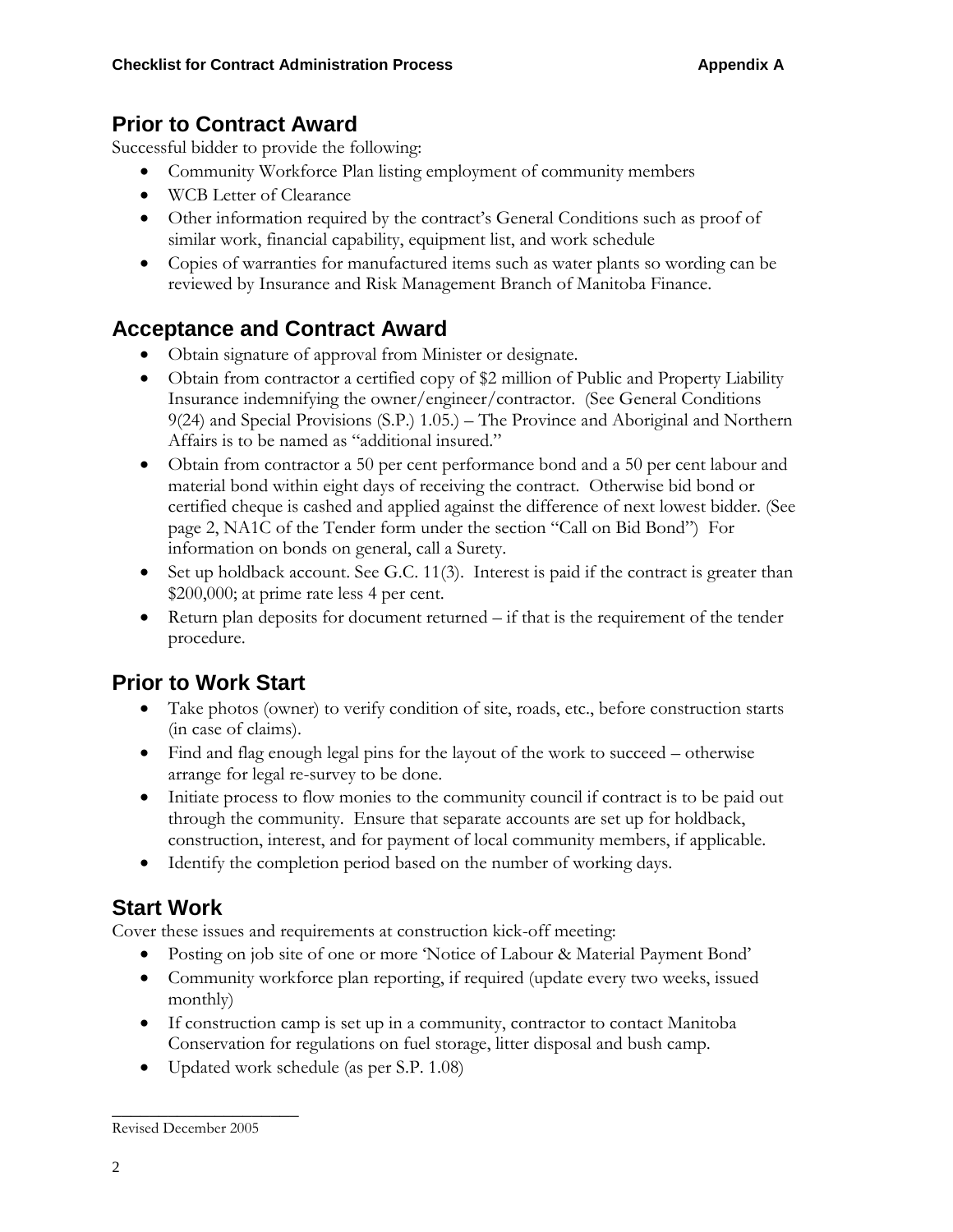## Prior to Contract Award

Successful bidder to provide the following:

- Community Workforce Plan listing employment of community members
- WCB Letter of Clearance
- Other information required by the contract's General Conditions such as proof of similar work, financial capability, equipment list, and work schedule
- Copies of warranties for manufactured items such as water plants so wording can be reviewed by Insurance and Risk Management Branch of Manitoba Finance.

## Acceptance and Contract Award

- Obtain signature of approval from Minister or designate.
- Obtain from contractor a certified copy of $2 million of Public and Property Liability Insurance indemnifying the owner/engineer/contractor. (See General Conditions 9(24) and Special Provisions (S.P.) 1.05.) – The Province and Aboriginal and Northern Affairs is to be named as "additional insured."
- Obtain from contractor a 50 per cent performance bond and a 50 per cent labour and material bond within eight days of receiving the contract. Otherwise bid bond or certified cheque is cashed and applied against the difference of next lowest bidder. (See page 2, NA1C of the Tender form under the section "Call on Bid Bond") For information on bonds on general, call a Surety.
- Set up holdback account. See G.C. 11(3). Interest is paid if the contract is greater than $200,000; at prime rate less 4 per cent.
- Return plan deposits for document returned – if that is the requirement of the tender procedure.

## Prior to Work Start

- Take photos (owner) to verify condition of site, roads, etc., before construction starts (in case of claims).
- Find and flag enough legal pins for the layout of the work to succeed – otherwise arrange for legal re-survey to be done.
- Initiate process to flow monies to the community council if contract is to be paid out through the community. Ensure that separate accounts are set up for holdback, construction, interest, and for payment of local community members, if applicable.
- Identify the completion period based on the number of working days.

## Start Work

Cover these issues and requirements at construction kick-off meeting:

- Posting on job site of one or more 'Notice of Labour & Material Payment Bond'
- Community workforce plan reporting, if required (update every two weeks, issued monthly)
- If construction camp is set up in a community, contractor to contact Manitoba Conservation for regulations on fuel storage, litter disposal and bush camp.
- Updated work schedule (as per S.P. 1.08)

Revised December 2005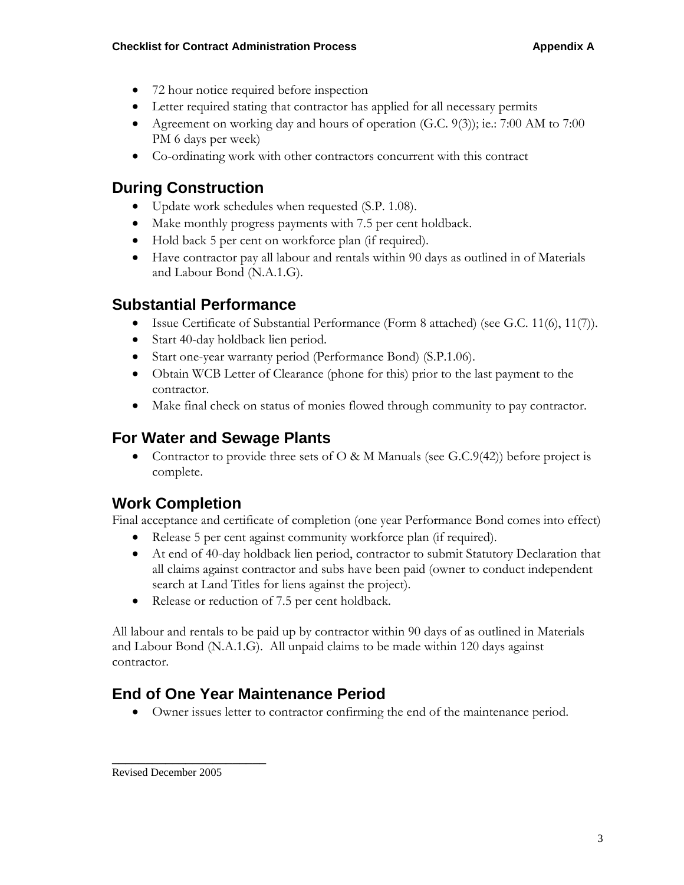- 72 hour notice required before inspection
- Letter required stating that contractor has applied for all necessary permits
- Agreement on working day and hours of operation (G.C. 9(3)); ie.: 7:00 AM to 7:00 PM 6 days per week)
- Co-ordinating work with other contractors concurrent with this contract

## During Construction

- Update work schedules when requested (S.P. 1.08).
- Make monthly progress payments with 7.5 per cent holdback.
- Hold back 5 per cent on workforce plan (if required).
- Have contractor pay all labour and rentals within 90 days as outlined in of Materials and Labour Bond (N.A.1.G).

## Substantial Performance

- Issue Certificate of Substantial Performance (Form 8 attached) (see G.C. 11(6), 11(7)).
- Start 40-day holdback lien period.
- Start one-year warranty period (Performance Bond) (S.P.1.06).
- Obtain WCB Letter of Clearance (phone for this) prior to the last payment to the contractor.
- Make final check on status of monies flowed through community to pay contractor.

## For Water and Sewage Plants

- Contractor to provide three sets of O & M Manuals (see G.C.9(42)) before project is complete.

## Work Completion

Final acceptance and certificate of completion (one year Performance Bond comes into effect)

- Release 5 per cent against community workforce plan (if required).
- At end of 40-day holdback lien period, contractor to submit Statutory Declaration that all claims against contractor and subs have been paid (owner to conduct independent search at Land Titles for liens against the project).
- Release or reduction of 7.5 per cent holdback.

All labour and rentals to be paid up by contractor within 90 days of as outlined in Materials and Labour Bond (N.A.1.G). All unpaid claims to be made within 120 days against contractor.

## End of One Year Maintenance Period

- Owner issues letter to contractor confirming the end of the maintenance period.

Revised December 2005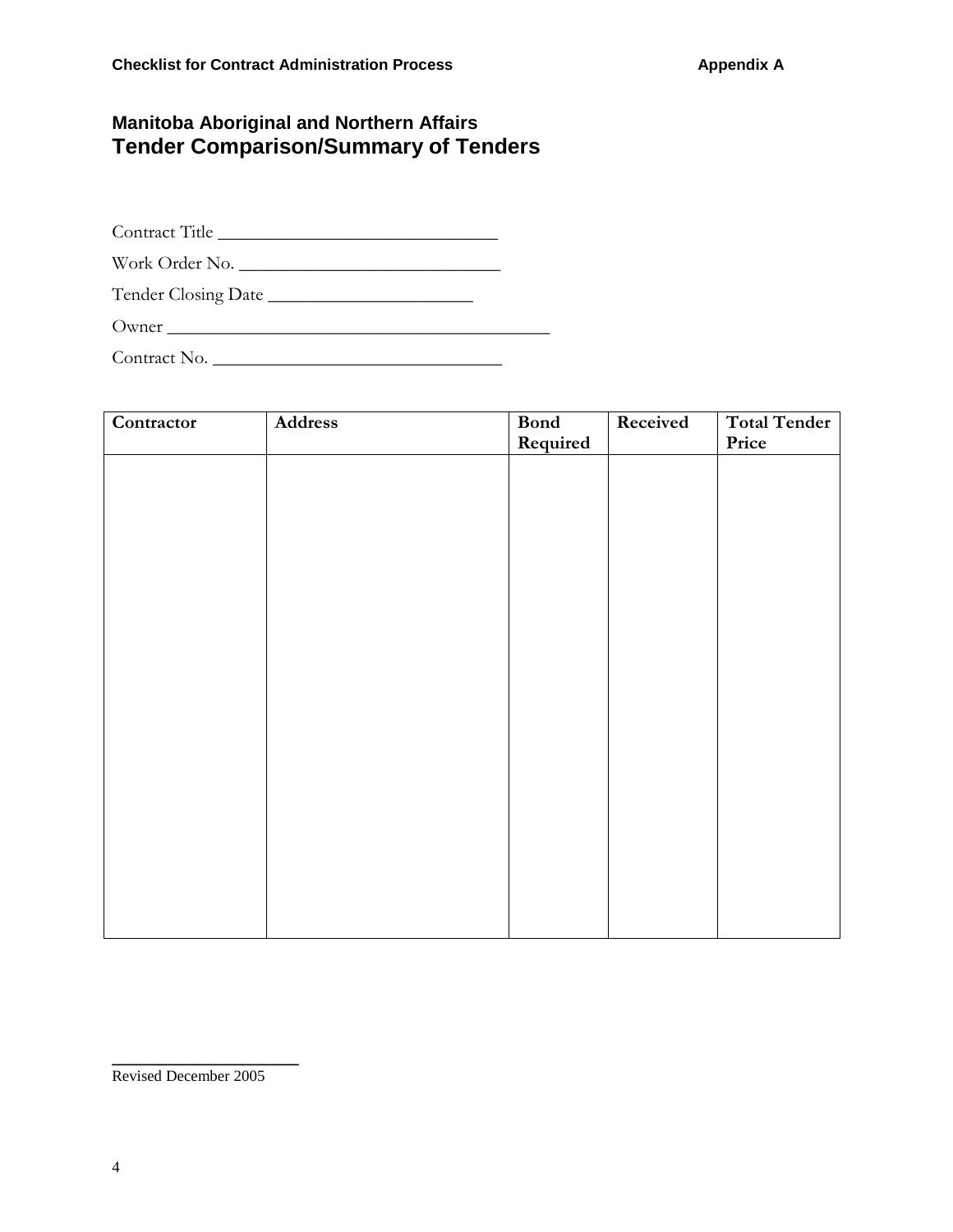## Manitoba Aboriginal and Northern Affairs

# Tender Comparison/Summary of Tenders

Contract Title ______________________________

Work Order No. ____________________________

Tender Closing Date ______________________

Owner __________________________________________

Contract No. ________________________________

| Contractor | Address | Bond Required | Received | Total Tender Price |
|---|---|---|---|---|
| | | | | |

Revised December 2005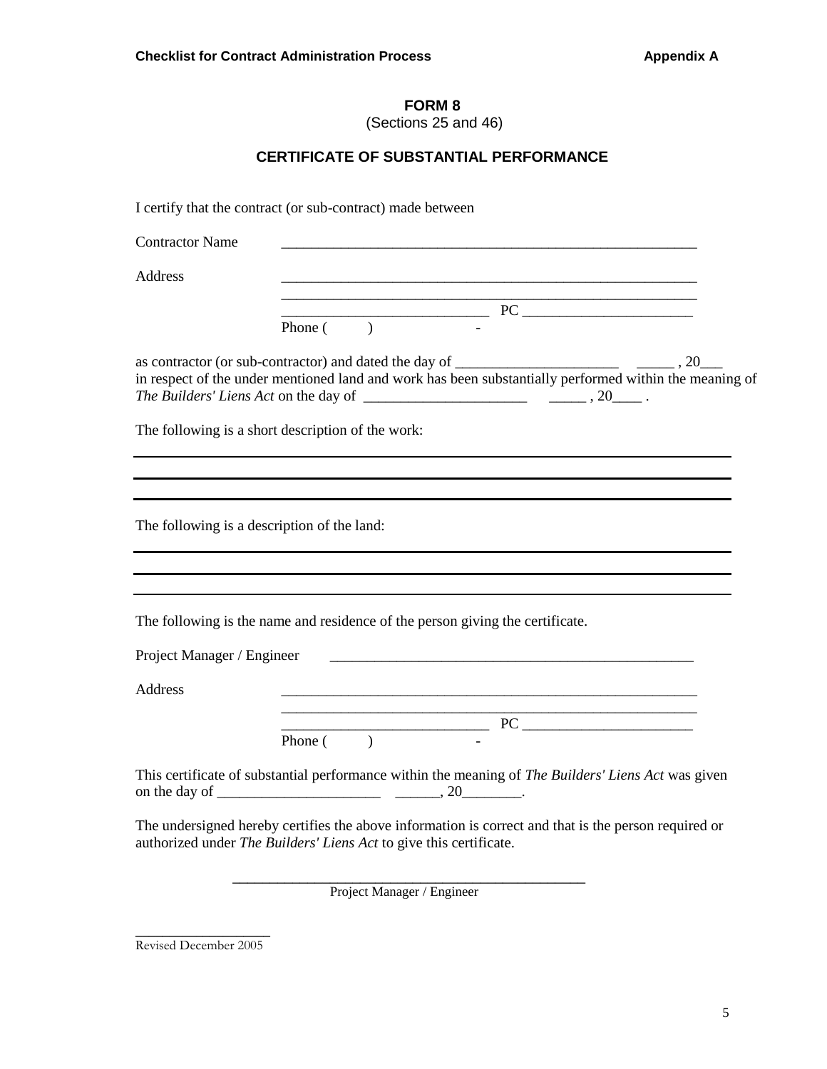# FORM 8

(Sections 25 and 46)

## CERTIFICATE OF SUBSTANTIAL PERFORMANCE

I certify that the contract (or sub-contract) made between

Contractor Name ___________________________________________________________

Address ___________________________________________________________

___________________________________________________________

____________________________ PC _______________________

Phone ( ) -

as contractor (or sub-contractor) and dated the day of ______________________ _____ , 20___ in respect of the under mentioned land and work has been substantially performed within the meaning of *The Builders' Liens Act* on the day of ______________________ _____ , 20____ .

The following is a short description of the work:

___________________________________________________________

___________________________________________________________

___________________________________________________________

The following is a description of the land:

___________________________________________________________

___________________________________________________________

___________________________________________________________

The following is the name and residence of the person giving the certificate.

Project Manager / Engineer ___________________________________________________

Address ___________________________________________________________

___________________________________________________________

____________________________ PC _______________________

Phone ( ) -

This certificate of substantial performance within the meaning of *The Builders' Liens Act* was given on the day of ______________________ ______, 20________.

The undersigned hereby certifies the above information is correct and that is the person required or authorized under *The Builders' Liens Act* to give this certificate.

_______________________________________________

Project Manager / Engineer

Revised December 2005